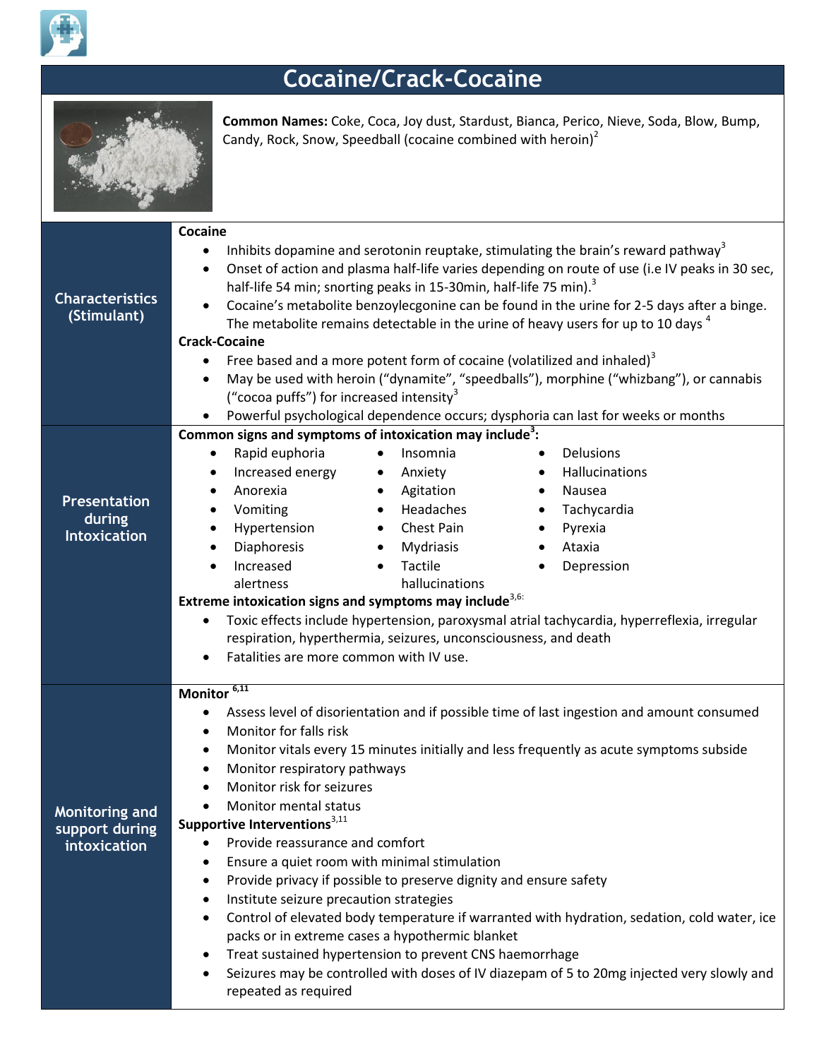# Cocaine/Crack-Cocaine

**Common Names:** Coke, Coca, Joy dust, Stardust, Bianca, Perico, Nieve, Soda, Blow, Bump, Candy, Rock, Snow, Speedball (cocaine combined with heroin)[2]

## Characteristics (Stimulant)

**Cocaine**

- Inhibits dopamine and serotonin reuptake, stimulating the brain's reward pathway[3]
- Onset of action and plasma half-life varies depending on route of use (i.e IV peaks in 30 sec, half-life 54 min; snorting peaks in 15-30min, half-life 75 min).[3]
- Cocaine's metabolite benzoylecgonine can be found in the urine for 2-5 days after a binge. The metabolite remains detectable in the urine of heavy users for up to 10 days [4]

**Crack-Cocaine**

- Free based and a more potent form of cocaine (volatilized and inhaled)[3]
- May be used with heroin ("dynamite", "speedballs"), morphine ("whizbang"), or cannabis ("cocoa puffs") for increased intensity[3]
- Powerful psychological dependence occurs; dysphoria can last for weeks or months

## Presentation during Intoxication

**Common signs and symptoms of intoxication may include[3]:**

- Rapid euphoria
- Increased energy
- Anorexia
- Vomiting
- Hypertension
- Diaphoresis
- Increased alertness
- Insomnia
- Anxiety
- Agitation
- Headaches
- Chest Pain
- Mydriasis
- Tactile hallucinations
- Delusions
- Hallucinations
- Nausea
- Tachycardia
- Pyrexia
- Ataxia
- Depression

**Extreme intoxication signs and symptoms may include[3,6]:**

- Toxic effects include hypertension, paroxysmal atrial tachycardia, hyperreflexia, irregular respiration, hyperthermia, seizures, unconsciousness, and death
- Fatalities are more common with IV use.

## Monitoring and support during intoxication

**Monitor [6,11]**

- Assess level of disorientation and if possible time of last ingestion and amount consumed
- Monitor for falls risk
- Monitor vitals every 15 minutes initially and less frequently as acute symptoms subside
- Monitor respiratory pathways
- Monitor risk for seizures
- Monitor mental status

**Supportive Interventions[3,11]**

- Provide reassurance and comfort
- Ensure a quiet room with minimal stimulation
- Provide privacy if possible to preserve dignity and ensure safety
- Institute seizure precaution strategies
- Control of elevated body temperature if warranted with hydration, sedation, cold water, ice packs or in extreme cases a hypothermic blanket
- Treat sustained hypertension to prevent CNS haemorrhage
- Seizures may be controlled with doses of IV diazepam of 5 to 20mg injected very slowly and repeated as required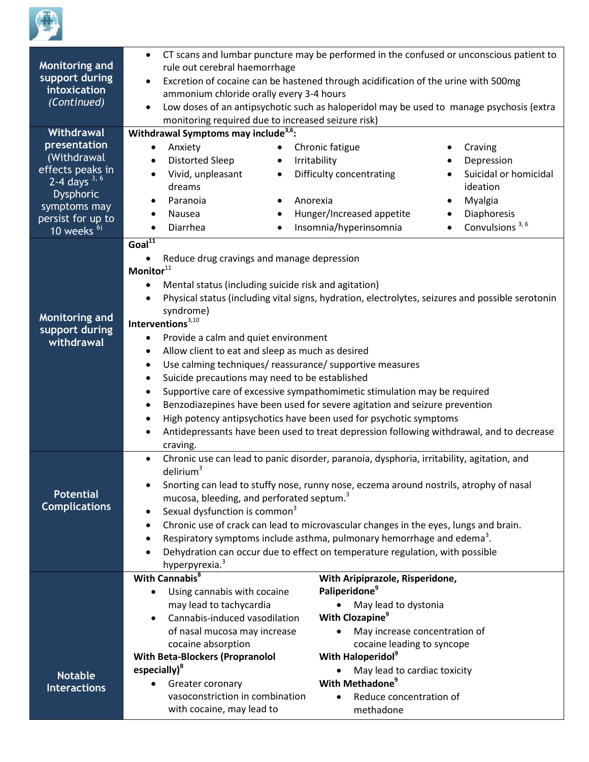| | |
|---|---|
| **Monitoring and support during intoxication** *(Continued)* | • CT scans and lumbar puncture may be performed in the confused or unconscious patient to rule out cerebral haemorrhage<br>• Excretion of cocaine can be hastened through acidification of the urine with 500mg ammonium chloride orally every 3-4 hours<br>• Low doses of an antipsychotic such as haloperidol may be used to manage psychosis (extra monitoring required due to increased seizure risk) |
| **Withdrawal presentation** (Withdrawal effects peaks in 2-4 days [3, 6] Dysphoric symptoms may persist for up to 10 weeks [6]) | **Withdrawal Symptoms may include[3,6]:**<br>• Anxiety<br>• Distorted Sleep<br>• Vivid, unpleasant dreams<br>• Paranoia<br>• Nausea<br>• Diarrhea<br>• Chronic fatigue<br>• Irritability<br>• Difficulty concentrating<br>• Anorexia<br>• Hunger/Increased appetite<br>• Insomnia/hyperinsomnia<br>• Craving<br>• Depression<br>• Suicidal or homicidal ideation<br>• Myalgia<br>• Diaphoresis<br>• Convulsions [3, 6] |
| **Monitoring and support during withdrawal** | **Goal[11]**<br>• Reduce drug cravings and manage depression<br>**Monitor[11]**<br>• Mental status (including suicide risk and agitation)<br>• Physical status (including vital signs, hydration, electrolytes, seizures and possible serotonin syndrome)<br>**Interventions[3,10]**<br>• Provide a calm and quiet environment<br>• Allow client to eat and sleep as much as desired<br>• Use calming techniques/ reassurance/ supportive measures<br>• Suicide precautions may need to be established<br>• Supportive care of excessive sympathomimetic stimulation may be required<br>• Benzodiazepines have been used for severe agitation and seizure prevention<br>• High potency antipsychotics have been used for psychotic symptoms<br>• Antidepressants have been used to treat depression following withdrawal, and to decrease craving. |
| **Potential Complications** | • Chronic use can lead to panic disorder, paranoia, dysphoria, irritability, agitation, and delirium[3]<br>• Snorting can lead to stuffy nose, runny nose, eczema around nostrils, atrophy of nasal mucosa, bleeding, and perforated septum.[3]<br>• Sexual dysfunction is common[3]<br>• Chronic use of crack can lead to microvascular changes in the eyes, lungs and brain.<br>• Respiratory symptoms include asthma, pulmonary hemorrhage and edema[3].<br>• Dehydration can occur due to effect on temperature regulation, with possible hyperpyrexia.[3] |
| **Notable Interactions** | **With Cannabis[8]**<br>• Using cannabis with cocaine may lead to tachycardia<br>• Cannabis-induced vasodilation of nasal mucosa may increase cocaine absorption<br>**With Beta-Blockers (Propranolol especially)[8]**<br>• Greater coronary vasoconstriction in combination with cocaine, may lead to<br>**With Aripiprazole, Risperidone, Paliperidone[9]**<br>• May lead to dystonia<br>**With Clozapine[9]**<br>• May increase concentration of cocaine leading to syncope<br>**With Haloperidol[9]**<br>• May lead to cardiac toxicity<br>**With Methadone[9]**<br>• Reduce concentration of methadone |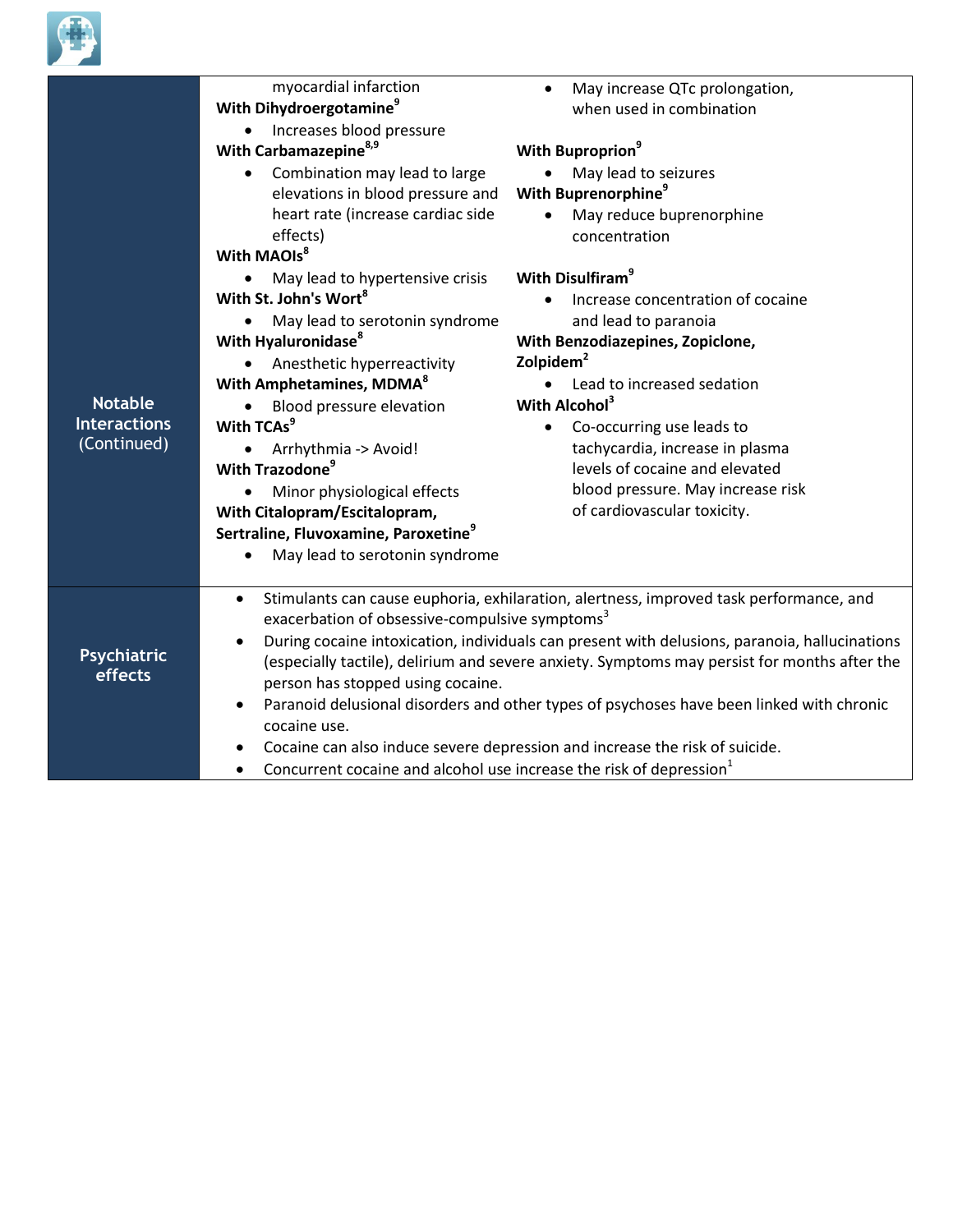| | | |
|---|---|---|
| **Notable Interactions** (Continued) | myocardial infarction<br>**With Dihydroergotamine**[9]<br>• Increases blood pressure<br>**With Carbamazepine**[8,9]<br>• Combination may lead to large elevations in blood pressure and heart rate (increase cardiac side effects)<br>**With MAOIs**[8]<br>• May lead to hypertensive crisis<br>**With St. John's Wort**[8]<br>• May lead to serotonin syndrome<br>**With Hyaluronidase**[8]<br>• Anesthetic hyperreactivity<br>**With Amphetamines, MDMA**[8]<br>• Blood pressure elevation<br>**With TCAs**[9]<br>• Arrhythmia -> Avoid!<br>**With Trazodone**[9]<br>• Minor physiological effects<br>**With Citalopram/Escitalopram, Sertraline, Fluvoxamine, Paroxetine**[9]<br>• May lead to serotonin syndrome | • May increase QTc prolongation, when used in combination<br>**With Buproprion**[9]<br>• May lead to seizures<br>**With Buprenorphine**[9]<br>• May reduce buprenorphine concentration<br>**With Disulfiram**[9]<br>• Increase concentration of cocaine and lead to paranoia<br>**With Benzodiazepines, Zopiclone, Zolpidem**[2]<br>• Lead to increased sedation<br>**With Alcohol**[3]<br>• Co-occurring use leads to tachycardia, increase in plasma levels of cocaine and elevated blood pressure. May increase risk of cardiovascular toxicity. |
| **Psychiatric effects** | • Stimulants can cause euphoria, exhilaration, alertness, improved task performance, and exacerbation of obsessive-compulsive symptoms[3]<br>• During cocaine intoxication, individuals can present with delusions, paranoia, hallucinations (especially tactile), delirium and severe anxiety. Symptoms may persist for months after the person has stopped using cocaine.<br>• Paranoid delusional disorders and other types of psychoses have been linked with chronic cocaine use.<br>• Cocaine can also induce severe depression and increase the risk of suicide.<br>• Concurrent cocaine and alcohol use increase the risk of depression[1] | |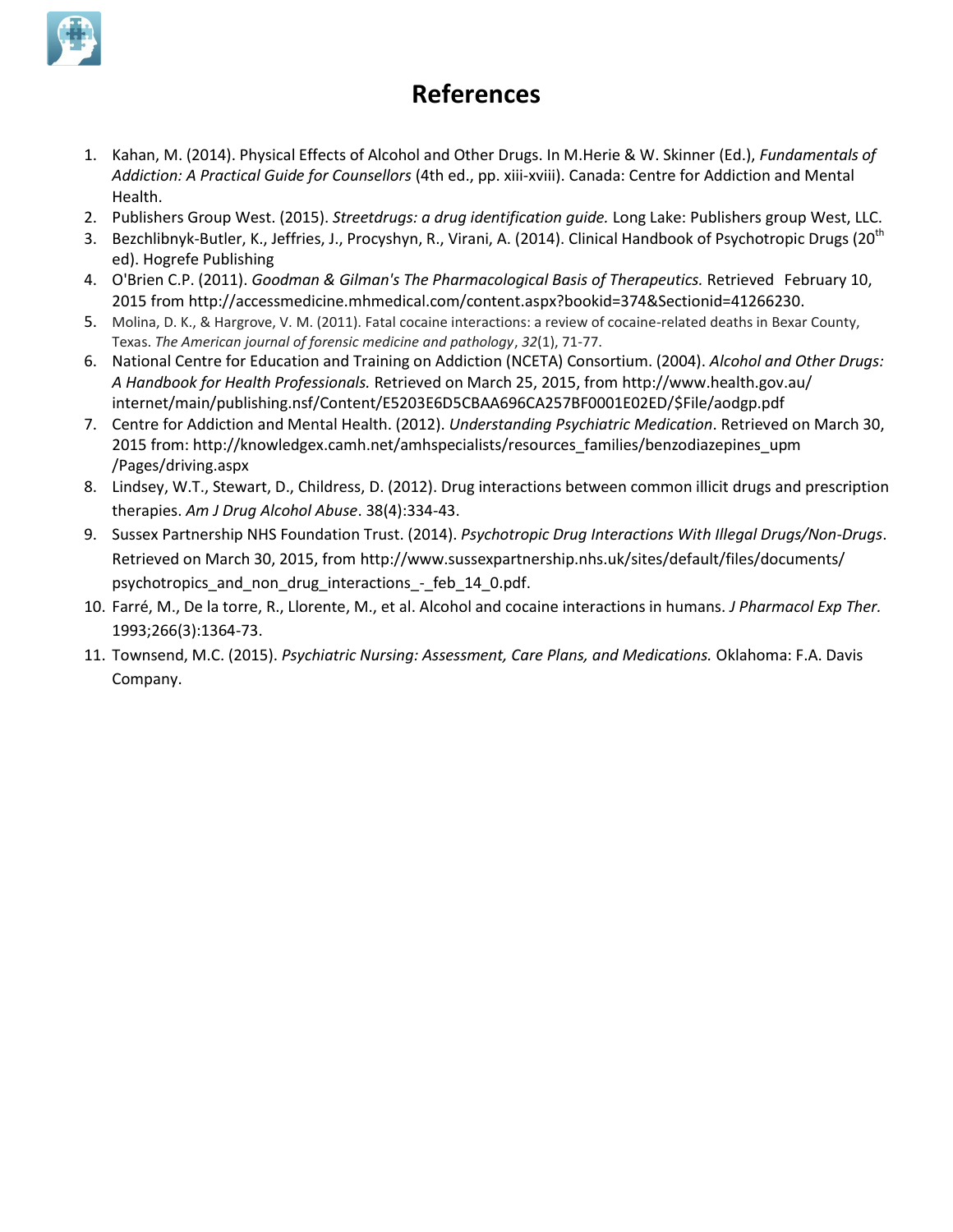# References

1. Kahan, M. (2014). Physical Effects of Alcohol and Other Drugs. In M.Herie & W. Skinner (Ed.), *Fundamentals of Addiction: A Practical Guide for Counsellors* (4th ed., pp. xiii-xviii). Canada: Centre for Addiction and Mental Health.
2. Publishers Group West. (2015). *Streetdrugs: a drug identification guide.* Long Lake: Publishers group West, LLC.
3. Bezchlibnyk-Butler, K., Jeffries, J., Procyshyn, R., Virani, A. (2014). Clinical Handbook of Psychotropic Drugs (20th ed). Hogrefe Publishing
4. O'Brien C.P. (2011). *Goodman & Gilman's The Pharmacological Basis of Therapeutics.* Retrieved February 10, 2015 from http://accessmedicine.mhmedical.com/content.aspx?bookid=374&Sectionid=41266230.
5. Molina, D. K., & Hargrove, V. M. (2011). Fatal cocaine interactions: a review of cocaine-related deaths in Bexar County, Texas. *The American journal of forensic medicine and pathology*, *32*(1), 71-77.
6. National Centre for Education and Training on Addiction (NCETA) Consortium. (2004). *Alcohol and Other Drugs: A Handbook for Health Professionals.* Retrieved on March 25, 2015, from http://www.health.gov.au/internet/main/publishing.nsf/Content/E5203E6D5CBAA696CA257BF0001E02ED/$File/aodgp.pdf
7. Centre for Addiction and Mental Health. (2012). *Understanding Psychiatric Medication*. Retrieved on March 30, 2015 from: http://knowledgex.camh.net/amhspecialists/resources_families/benzodiazepines_upm/Pages/driving.aspx
8. Lindsey, W.T., Stewart, D., Childress, D. (2012). Drug interactions between common illicit drugs and prescription therapies. *Am J Drug Alcohol Abuse*. 38(4):334-43.
9. Sussex Partnership NHS Foundation Trust. (2014). *Psychotropic Drug Interactions With Illegal Drugs/Non-Drugs*. Retrieved on March 30, 2015, from http://www.sussexpartnership.nhs.uk/sites/default/files/documents/psychotropics_and_non_drug_interactions_-_feb_14_0.pdf.
10. Farré, M., De la torre, R., Llorente, M., et al. Alcohol and cocaine interactions in humans. *J Pharmacol Exp Ther.* 1993;266(3):1364-73.
11. Townsend, M.C. (2015). *Psychiatric Nursing: Assessment, Care Plans, and Medications.* Oklahoma: F.A. Davis Company.